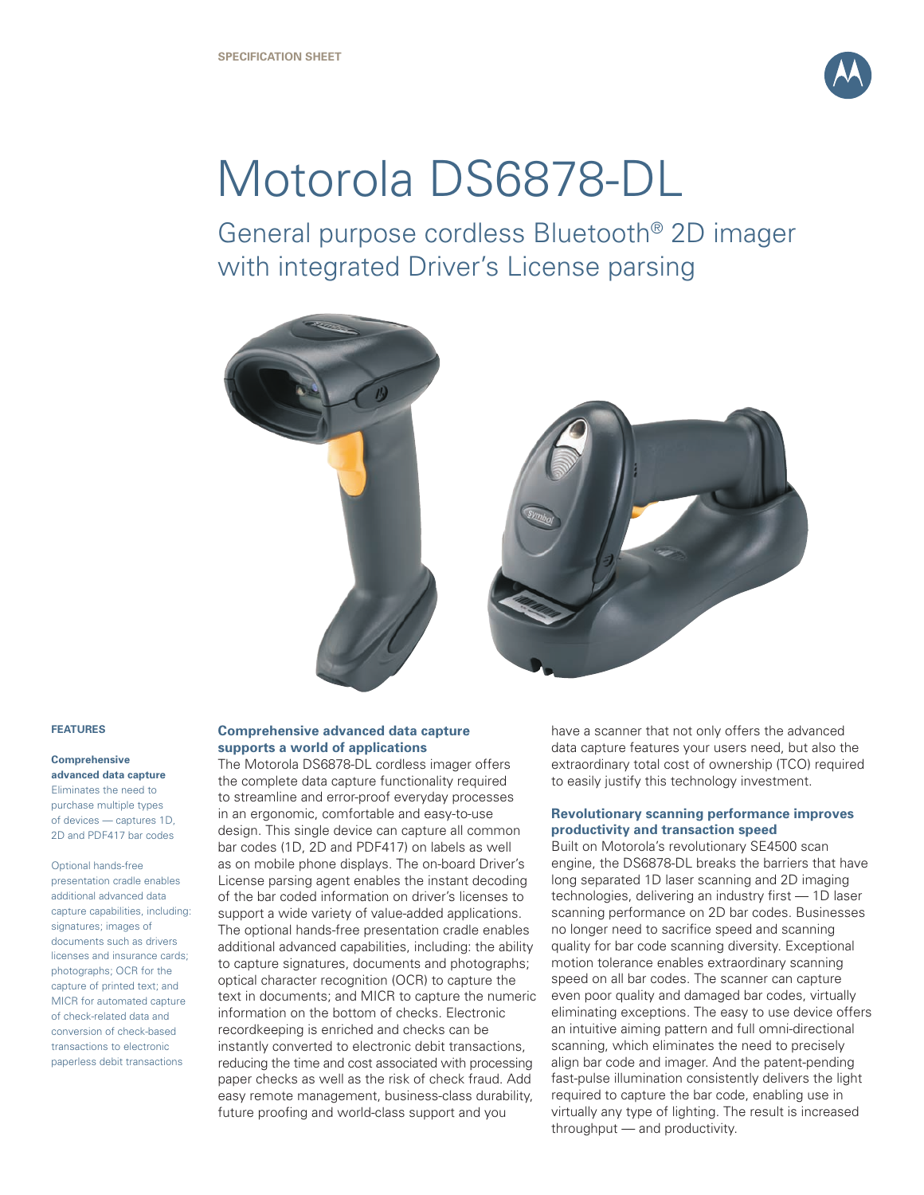SPECIFICATION SHEET

# Motorola DS6878-DL

## General purpose cordless Bluetooth® 2D imager with integrated Driver's License parsing

### FEATURES

**Comprehensive advanced data capture**
Eliminates the need to purchase multiple types of devices — captures 1D, 2D and PDF417 bar codes

Optional hands-free presentation cradle enables additional advanced data capture capabilities, including: signatures; images of documents such as drivers licenses and insurance cards; photographs; OCR for the capture of printed text; and MICR for automated capture of check-related data and conversion of check-based transactions to electronic paperless debit transactions

### Comprehensive advanced data capture supports a world of applications

The Motorola DS6878-DL cordless imager offers the complete data capture functionality required to streamline and error-proof everyday processes in an ergonomic, comfortable and easy-to-use design. This single device can capture all common bar codes (1D, 2D and PDF417) on labels as well as on mobile phone displays. The on-board Driver's License parsing agent enables the instant decoding of the bar coded information on driver's licenses to support a wide variety of value-added applications. The optional hands-free presentation cradle enables additional advanced capabilities, including: the ability to capture signatures, documents and photographs; optical character recognition (OCR) to capture the text in documents; and MICR to capture the numeric information on the bottom of checks. Electronic recordkeeping is enriched and checks can be instantly converted to electronic debit transactions, reducing the time and cost associated with processing paper checks as well as the risk of check fraud. Add easy remote management, business-class durability, future proofing and world-class support and you have a scanner that not only offers the advanced data capture features your users need, but also the extraordinary total cost of ownership (TCO) required to easily justify this technology investment.

### Revolutionary scanning performance improves productivity and transaction speed

Built on Motorola's revolutionary SE4500 scan engine, the DS6878-DL breaks the barriers that have long separated 1D laser scanning and 2D imaging technologies, delivering an industry first — 1D laser scanning performance on 2D bar codes. Businesses no longer need to sacrifice speed and scanning quality for bar code scanning diversity. Exceptional motion tolerance enables extraordinary scanning speed on all bar codes. The scanner can capture even poor quality and damaged bar codes, virtually eliminating exceptions. The easy to use device offers an intuitive aiming pattern and full omni-directional scanning, which eliminates the need to precisely align bar code and imager. And the patent-pending fast-pulse illumination consistently delivers the light required to capture the bar code, enabling use in virtually any type of lighting. The result is increased throughput — and productivity.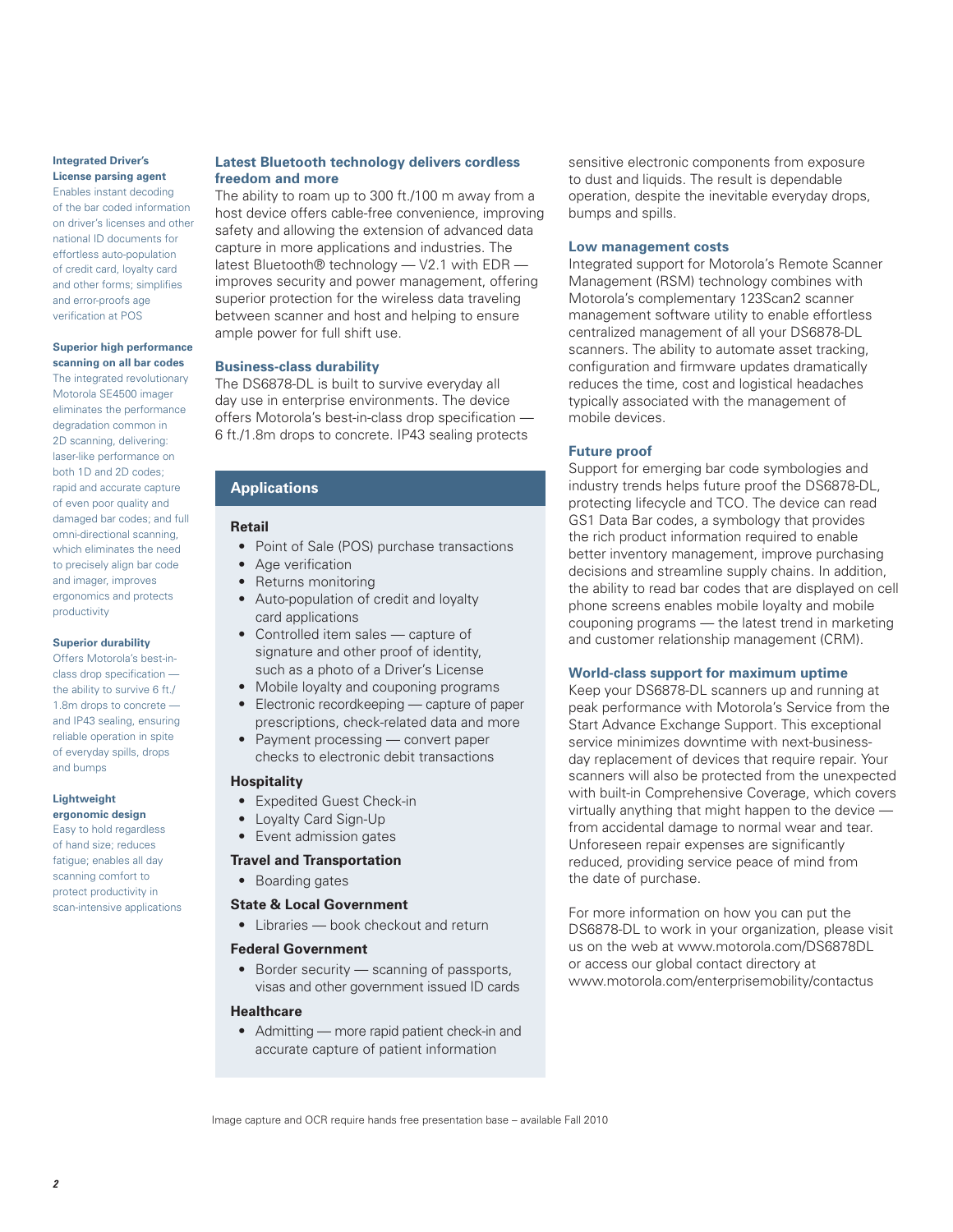**Integrated Driver's License parsing agent**
Enables instant decoding of the bar coded information on driver's licenses and other national ID documents for effortless auto-population of credit card, loyalty card and other forms; simplifies and error-proofs age verification at POS

**Superior high performance scanning on all bar codes**
The integrated revolutionary Motorola SE4500 imager eliminates the performance degradation common in 2D scanning, delivering: laser-like performance on both 1D and 2D codes; rapid and accurate capture of even poor quality and damaged bar codes; and full omni-directional scanning, which eliminates the need to precisely align bar code and imager, improves ergonomics and protects productivity

**Superior durability**
Offers Motorola's best-in-class drop specification — the ability to survive 6 ft./1.8m drops to concrete — and IP43 sealing, ensuring reliable operation in spite of everyday spills, drops and bumps

**Lightweight ergonomic design**
Easy to hold regardless of hand size; reduces fatigue; enables all day scanning comfort to protect productivity in scan-intensive applications

## Latest Bluetooth technology delivers cordless freedom and more

The ability to roam up to 300 ft./100 m away from a host device offers cable-free convenience, improving safety and allowing the extension of advanced data capture in more applications and industries. The latest Bluetooth® technology — V2.1 with EDR — improves security and power management, offering superior protection for the wireless data traveling between scanner and host and helping to ensure ample power for full shift use.

## Business-class durability

The DS6878-DL is built to survive everyday all day use in enterprise environments. The device offers Motorola's best-in-class drop specification — 6 ft./1.8m drops to concrete. IP43 sealing protects sensitive electronic components from exposure to dust and liquids. The result is dependable operation, despite the inevitable everyday drops, bumps and spills.

## Applications

**Retail**

- Point of Sale (POS) purchase transactions
- Age verification
- Returns monitoring
- Auto-population of credit and loyalty card applications
- Controlled item sales — capture of signature and other proof of identity, such as a photo of a Driver's License
- Mobile loyalty and couponing programs
- Electronic recordkeeping — capture of paper prescriptions, check-related data and more
- Payment processing — convert paper checks to electronic debit transactions

**Hospitality**

- Expedited Guest Check-in
- Loyalty Card Sign-Up
- Event admission gates

**Travel and Transportation**

- Boarding gates

**State & Local Government**

- Libraries — book checkout and return

**Federal Government**

- Border security — scanning of passports, visas and other government issued ID cards

**Healthcare**

- Admitting — more rapid patient check-in and accurate capture of patient information

## Low management costs

Integrated support for Motorola's Remote Scanner Management (RSM) technology combines with Motorola's complementary 123Scan2 scanner management software utility to enable effortless centralized management of all your DS6878-DL scanners. The ability to automate asset tracking, configuration and firmware updates dramatically reduces the time, cost and logistical headaches typically associated with the management of mobile devices.

## Future proof

Support for emerging bar code symbologies and industry trends helps future proof the DS6878-DL, protecting lifecycle and TCO. The device can read GS1 Data Bar codes, a symbology that provides the rich product information required to enable better inventory management, improve purchasing decisions and streamline supply chains. In addition, the ability to read bar codes that are displayed on cell phone screens enables mobile loyalty and mobile couponing programs — the latest trend in marketing and customer relationship management (CRM).

## World-class support for maximum uptime

Keep your DS6878-DL scanners up and running at peak performance with Motorola's Service from the Start Advance Exchange Support. This exceptional service minimizes downtime with next-business-day replacement of devices that require repair. Your scanners will also be protected from the unexpected with built-in Comprehensive Coverage, which covers virtually anything that might happen to the device — from accidental damage to normal wear and tear. Unforeseen repair expenses are significantly reduced, providing service peace of mind from the date of purchase.

For more information on how you can put the DS6878-DL to work in your organization, please visit us on the web at www.motorola.com/DS6878DL or access our global contact directory at www.motorola.com/enterprisemobility/contactus

Image capture and OCR require hands free presentation base – available Fall 2010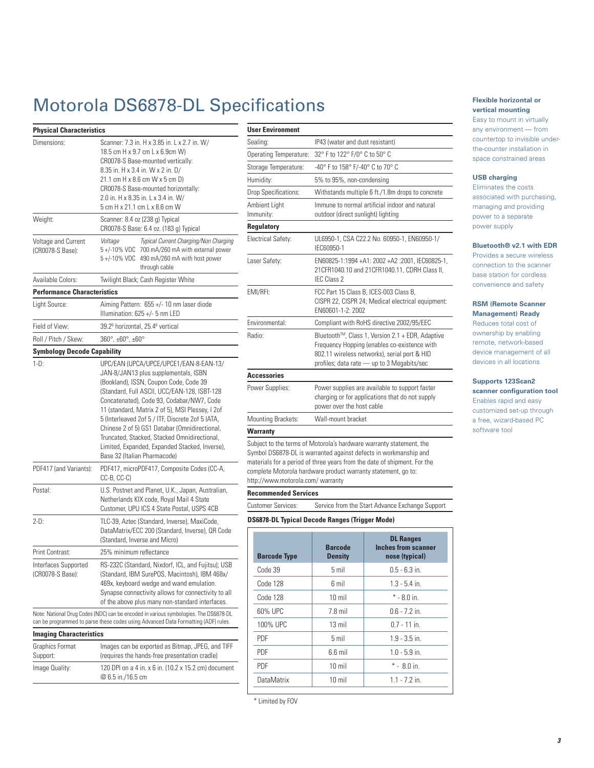# Motorola DS6878-DL Specifications

| Physical Characteristics | |
|---|---|
| Dimensions: | Scanner: 7.3 in. H x 3.85 in. L x 2.7 in. W/ 18.5 cm H x 9.7 cm L x 6.9cm W)<br>CR0078-S Base-mounted vertically: 8.35 in. H x 3.4 in. W x 2 in. D/ 21.1 cm H x 8.6 cm W x 5 cm D)<br>CR0078-S Base-mounted horizontally: 2.0 in. H x 8.35 in. L x 3.4 in. W/ 5 cm H x 21.1 cm L x 8.6 cm W |
| Weight: | Scanner: 8.4 oz (238 g) Typical<br>CR0078-S Base: 6.4 oz. (183 g) Typical |
| Voltage and Current (CR0078-S Base): | *Voltage* / *Typical Current Charging/Non Charging*<br>5 +/-10% VDC 700 mA/260 mA with external power<br>5 +/-10% VDC 490 mA/260 mA with host power through cable |
| Available Colors: | Twilight Black; Cash Register White |
| **Performance Characteristics** | |
| Light Source: | Aiming Pattern: 655 +/- 10 nm laser diode<br>Illumination: 625 +/- 5 nm LED |
| Field of View: | 39.2º horizontal, 25.4º vertical |
| Roll / Pitch / Skew: | 360°, ±60°, ±60° |
| **Symbology Decode Capability** | |
| 1-D: | UPC/EAN (UPCA/UPCE/UPCE1/EAN-8-EAN-13/ JAN-8/JAN13 plus supplementals, ISBN (Bookland), ISSN, Coupon Code, Code 39 (Standard, Full ASCII, UCC/EAN-128, ISBT-128 Concatenated), Code 93, Codabar/NW7, Code 11 (standard, Matrix 2 of 5), MSI Plessey, I 2of 5 (Interleaved 2of 5 / ITF, Discrete 2of 5 IATA, Chinese 2 of 5) GS1 Databar (Omnidirectional, Truncated, Stacked, Stacked Omnidirectional, Limited, Expanded, Expanded Stacked, Inverse), Base 32 (Italian Pharmacode) |
| PDF417 (and Variants): | PDF417, microPDF417, Composite Codes (CC-A, CC-B, CC-C) |
| Postal: | U.S. Postnet and Planet, U.K., Japan, Australian, Netherlands KIX code, Royal Mail 4 State Customer, UPU ICS 4 State Postal, USPS 4CB |
| 2-D: | TLC-39, Aztec (Standard, Inverse), MaxiCode, DataMatrix/ECC 200 (Standard, Inverse), QR Code (Standard, Inverse and Micro) |
| Print Contrast: | 25% minimum reflectance |
| Interfaces Supported (CR0078-S Base): | RS-232C (Standard, Nixdorf, ICL, and Fujitsu); USB (Standard, IBM SurePOS, Macintosh), IBM 468x/ 469x, keyboard wedge and wand emulation. Synapse connectivity allows for connectivity to all of the above plus many non-standard interfaces. |

Note: National Drug Codes (NDC) can be encoded in various symbologies. The DS6878-DL can be programmed to parse these codes using Advanced Data Formatting (ADF) rules.

| Imaging Characteristics | |
|---|---|
| Graphics Format Support: | Images can be exported as Bitmap, JPEG, and TIFF (requires the hands-free presentation cradle) |
| Image Quality: | 120 DPI on a 4 in. x 6 in. (10.2 x 15.2 cm) document @ 6.5 in./16.5 cm |

| User Environment | |
|---|---|
| Sealing: | IP43 (water and dust resistant) |
| Operating Temperature: | 32° F to 122° F/0° C to 50° C |
| Storage Temperature: | -40° F to 158° F/-40° C to 70° C |
| Humidity: | 5% to 95%, non-condensing |
| Drop Specifications: | Withstands multiple 6 ft./1.8m drops to concrete |
| Ambient Light Immunity: | Immune to normal artificial indoor and natural outdoor (direct sunlight) lighting |
| **Regulatory** | |
| Electrical Safety: | UL6950-1, CSA C22.2 No. 60950-1, EN60950-1/ IEC60950-1 |
| Laser Safety: | EN60825-1:1994 +A1: 2002 +A2 :2001, IEC60825-1, 21CFR1040.10 and 21CFR1040.11, CDRH Class II, IEC Class 2 |
| EMI/RFI: | FCC Part 15 Class B, ICES-003 Class B, CISPR 22, CISPR 24; Medical electrical equipment: EN60601-1-2: 2002 |
| Environmental: | Compliant with RoHS directive 2002/95/EEC |
| Radio: | Bluetooth™, Class 1, Version 2.1 + EDR, Adaptive Frequency Hopping (enables co-existence with 802.11 wireless networks), serial port & HID profiles; data rate — up to 3 Megabits/sec |
| **Accessories** | |
| Power Supplies: | Power supplies are available to support faster charging or for applications that do not supply power over the host cable |
| Mounting Brackets: | Wall-mount bracket |

**Warranty**

Subject to the terms of Motorola's hardware warranty statement, the Symbol DS6878-DL is warranted against defects in workmanship and materials for a period of three years from the date of shipment. For the complete Motorola hardware product warranty statement, go to: http://www.motorola.com/ warranty

| Recommended Services | |
|---|---|
| Customer Services: | Service from the Start Advance Exchange Support |

**DS6878-DL Typical Decode Ranges (Trigger Mode)**

| Barcode Type | Barcode Density | DL Ranges Inches from scanner nose (typical) |
|---|---|---|
| Code 39 | 5 mil | 0.5 - 6.3 in. |
| Code 128 | 6 mil | 1.3 - 5.4 in. |
| Code 128 | 10 mil | * - 8.0 in. |
| 60% UPC | 7.8 mil | 0.6 - 7.2 in. |
| 100% UPC | 13 mil | 0.7 - 11 in. |
| PDF | 5 mil | 1.9 - 3.5 in. |
| PDF | 6.6 mil | 1.0 - 5.9 in. |
| PDF | 10 mil | * - 8.0 in. |
| DataMatrix | 10 mil | 1.1 - 7.2 in. |

* Limited by FOV

**Flexible horizontal or vertical mounting**
Easy to mount in virtually any environment — from countertop to invisible under-the-counter installation in space constrained areas

**USB charging**
Eliminates the costs associated with purchasing, managing and providing power to a separate power supply

**Bluetooth® v2.1 with EDR**
Provides a secure wireless connection to the scanner base station for cordless convenience and safety

**RSM (Remote Scanner Management) Ready**
Reduces total cost of ownership by enabling remote, network-based device management of all devices in all locations

**Supports 123Scan2 scanner configuration tool**
Enables rapid and easy customized set-up through a free, wizard-based PC software tool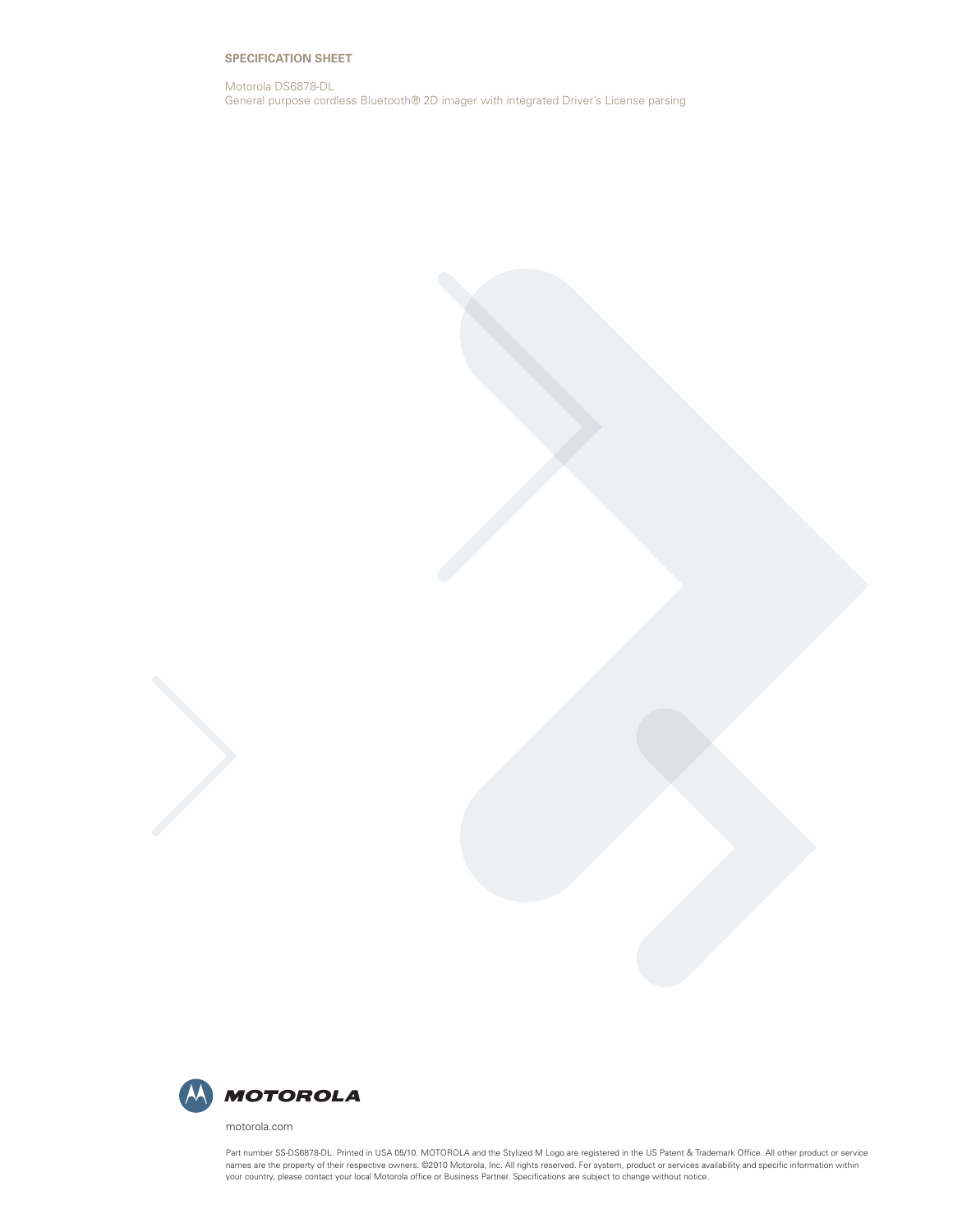**SPECIFICATION SHEET**

Motorola DS6878-DL
General purpose cordless Bluetooth® 2D imager with integrated Driver's License parsing

MOTOROLA

motorola.com

Part number SS-DS6878-DL. Printed in USA 05/10. MOTOROLA and the Stylized M Logo are registered in the US Patent & Trademark Office. All other product or service names are the property of their respective owners. ©2010 Motorola, Inc. All rights reserved. For system, product or services availability and specific information within your country, please contact your local Motorola office or Business Partner. Specifications are subject to change without notice.